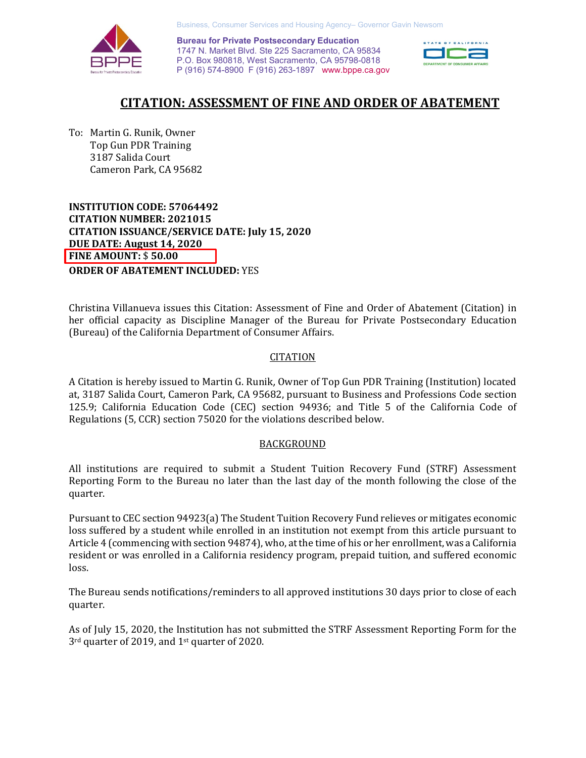Business, Consumer Services and Housing Agency– Governor Gavin Newsom

**Bureau for Private Postsecondary Education**
1747 N. Market Blvd. Ste 225 Sacramento, CA 95834
P.O. Box 980818, West Sacramento, CA 95798-0818
P (916) 574-8900 F (916) 263-1897 www.bppe.ca.gov

# CITATION: ASSESSMENT OF FINE AND ORDER OF ABATEMENT

To: Martin G. Runik, Owner
Top Gun PDR Training
3187 Salida Court
Cameron Park, CA 95682

**INSTITUTION CODE: 57064492**
**CITATION NUMBER: 2021015**
**CITATION ISSUANCE/SERVICE DATE: July 15, 2020**
**DUE DATE: August 14, 2020**
**FINE AMOUNT:** $ **50.00**
**ORDER OF ABATEMENT INCLUDED:** YES

Christina Villanueva issues this Citation: Assessment of Fine and Order of Abatement (Citation) in her official capacity as Discipline Manager of the Bureau for Private Postsecondary Education (Bureau) of the California Department of Consumer Affairs.

## CITATION

A Citation is hereby issued to Martin G. Runik, Owner of Top Gun PDR Training (Institution) located at, 3187 Salida Court, Cameron Park, CA 95682, pursuant to Business and Professions Code section 125.9; California Education Code (CEC) section 94936; and Title 5 of the California Code of Regulations (5, CCR) section 75020 for the violations described below.

## BACKGROUND

All institutions are required to submit a Student Tuition Recovery Fund (STRF) Assessment Reporting Form to the Bureau no later than the last day of the month following the close of the quarter.

Pursuant to CEC section 94923(a) The Student Tuition Recovery Fund relieves or mitigates economic loss suffered by a student while enrolled in an institution not exempt from this article pursuant to Article 4 (commencing with section 94874), who, at the time of his or her enrollment, was a California resident or was enrolled in a California residency program, prepaid tuition, and suffered economic loss.

The Bureau sends notifications/reminders to all approved institutions 30 days prior to close of each quarter.

As of July 15, 2020, the Institution has not submitted the STRF Assessment Reporting Form for the 3rd quarter of 2019, and 1st quarter of 2020.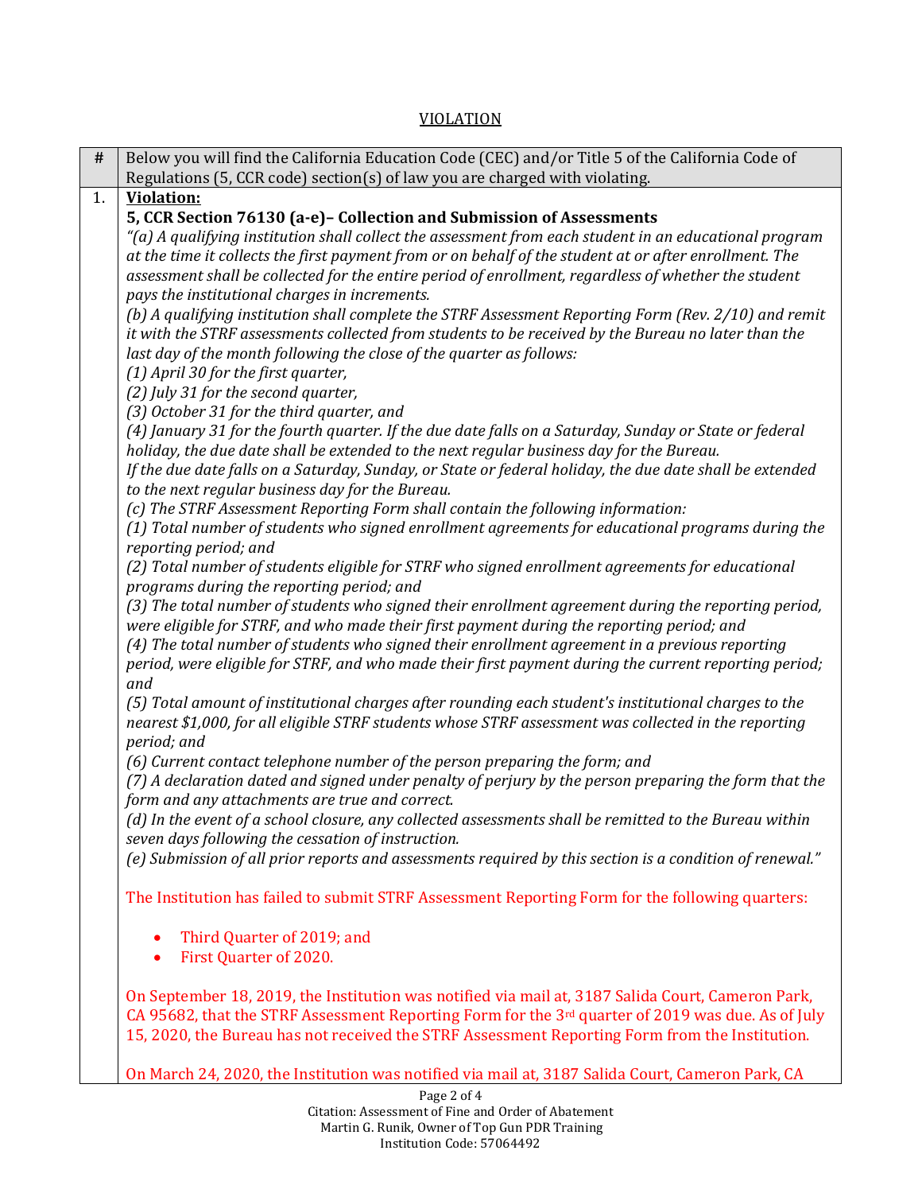## VIOLATION

| # | Below you will find the California Education Code (CEC) and/or Title 5 of the California Code of Regulations (5, CCR code) section(s) of law you are charged with violating. |
|---|---|
| 1. | **Violation:**<br>**5, CCR Section 76130 (a-e)– Collection and Submission of Assessments**<br>*"(a) A qualifying institution shall collect the assessment from each student in an educational program at the time it collects the first payment from or on behalf of the student at or after enrollment. The assessment shall be collected for the entire period of enrollment, regardless of whether the student pays the institutional charges in increments.*<br>*(b) A qualifying institution shall complete the STRF Assessment Reporting Form (Rev. 2/10) and remit it with the STRF assessments collected from students to be received by the Bureau no later than the last day of the month following the close of the quarter as follows:*<br>*(1) April 30 for the first quarter,*<br>*(2) July 31 for the second quarter,*<br>*(3) October 31 for the third quarter, and*<br>*(4) January 31 for the fourth quarter. If the due date falls on a Saturday, Sunday or State or federal holiday, the due date shall be extended to the next regular business day for the Bureau.*<br>*If the due date falls on a Saturday, Sunday, or State or federal holiday, the due date shall be extended to the next regular business day for the Bureau.*<br>*(c) The STRF Assessment Reporting Form shall contain the following information:*<br>*(1) Total number of students who signed enrollment agreements for educational programs during the reporting period; and*<br>*(2) Total number of students eligible for STRF who signed enrollment agreements for educational programs during the reporting period; and*<br>*(3) The total number of students who signed their enrollment agreement during the reporting period, were eligible for STRF, and who made their first payment during the reporting period; and*<br>*(4) The total number of students who signed their enrollment agreement in a previous reporting period, were eligible for STRF, and who made their first payment during the current reporting period; and*<br>*(5) Total amount of institutional charges after rounding each student's institutional charges to the nearest $1,000, for all eligible STRF students whose STRF assessment was collected in the reporting period; and*<br>*(6) Current contact telephone number of the person preparing the form; and*<br>*(7) A declaration dated and signed under penalty of perjury by the person preparing the form that the form and any attachments are true and correct.*<br>*(d) In the event of a school closure, any collected assessments shall be remitted to the Bureau within seven days following the cessation of instruction.*<br>*(e) Submission of all prior reports and assessments required by this section is a condition of renewal."*<br><br>The Institution has failed to submit STRF Assessment Reporting Form for the following quarters:<br><br>• Third Quarter of 2019; and<br>• First Quarter of 2020.<br><br>On September 18, 2019, the Institution was notified via mail at, 3187 Salida Court, Cameron Park, CA 95682, that the STRF Assessment Reporting Form for the 3rd quarter of 2019 was due. As of July 15, 2020, the Bureau has not received the STRF Assessment Reporting Form from the Institution.<br><br>On March 24, 2020, the Institution was notified via mail at, 3187 Salida Court, Cameron Park, CA |

Citation: Assessment of Fine and Order of Abatement
Martin G. Runik, Owner of Top Gun PDR Training
Institution Code: 57064492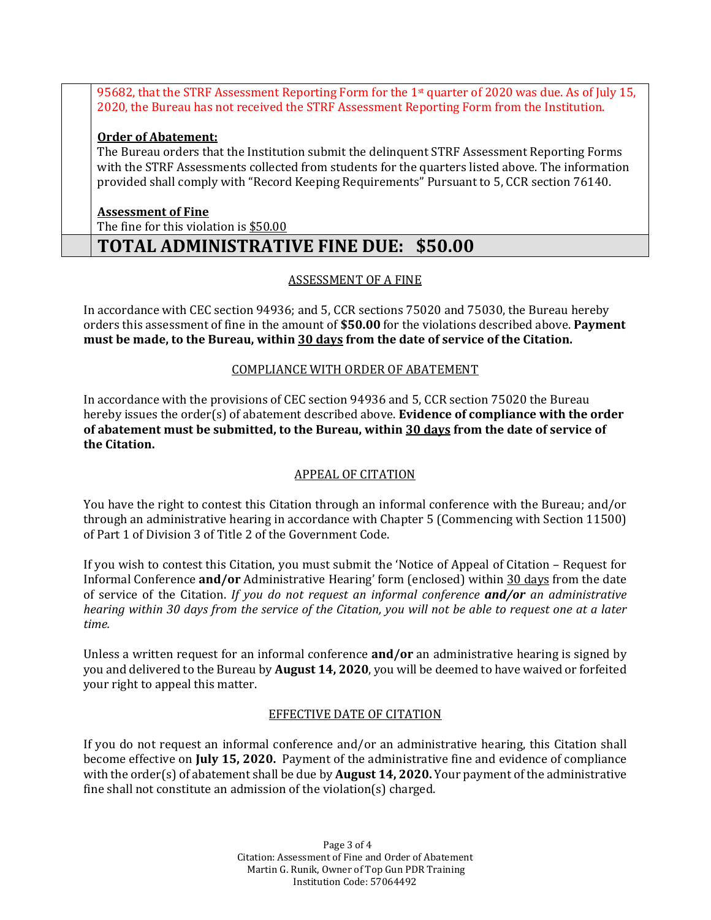95682, that the STRF Assessment Reporting Form for the 1st quarter of 2020 was due. As of July 15, 2020, the Bureau has not received the STRF Assessment Reporting Form from the Institution.

**Order of Abatement:**

The Bureau orders that the Institution submit the delinquent STRF Assessment Reporting Forms with the STRF Assessments collected from students for the quarters listed above. The information provided shall comply with "Record Keeping Requirements" Pursuant to 5, CCR section 76140.

**Assessment of Fine**

The fine for this violation is $50.00

**TOTAL ADMINISTRATIVE FINE DUE: $50.00**

## ASSESSMENT OF A FINE

In accordance with CEC section 94936; and 5, CCR sections 75020 and 75030, the Bureau hereby orders this assessment of fine in the amount of **$50.00** for the violations described above. **Payment must be made, to the Bureau, within 30 days from the date of service of the Citation.**

## COMPLIANCE WITH ORDER OF ABATEMENT

In accordance with the provisions of CEC section 94936 and 5, CCR section 75020 the Bureau hereby issues the order(s) of abatement described above. **Evidence of compliance with the order of abatement must be submitted, to the Bureau, within 30 days from the date of service of the Citation.**

## APPEAL OF CITATION

You have the right to contest this Citation through an informal conference with the Bureau; and/or through an administrative hearing in accordance with Chapter 5 (Commencing with Section 11500) of Part 1 of Division 3 of Title 2 of the Government Code.

If you wish to contest this Citation, you must submit the 'Notice of Appeal of Citation – Request for Informal Conference **and/or** Administrative Hearing' form (enclosed) within 30 days from the date of service of the Citation. *If you do not request an informal conference **and/or** an administrative hearing within 30 days from the service of the Citation, you will not be able to request one at a later time.*

Unless a written request for an informal conference **and/or** an administrative hearing is signed by you and delivered to the Bureau by **August 14, 2020**, you will be deemed to have waived or forfeited your right to appeal this matter.

## EFFECTIVE DATE OF CITATION

If you do not request an informal conference and/or an administrative hearing, this Citation shall become effective on **July 15, 2020.** Payment of the administrative fine and evidence of compliance with the order(s) of abatement shall be due by **August 14, 2020.** Your payment of the administrative fine shall not constitute an admission of the violation(s) charged.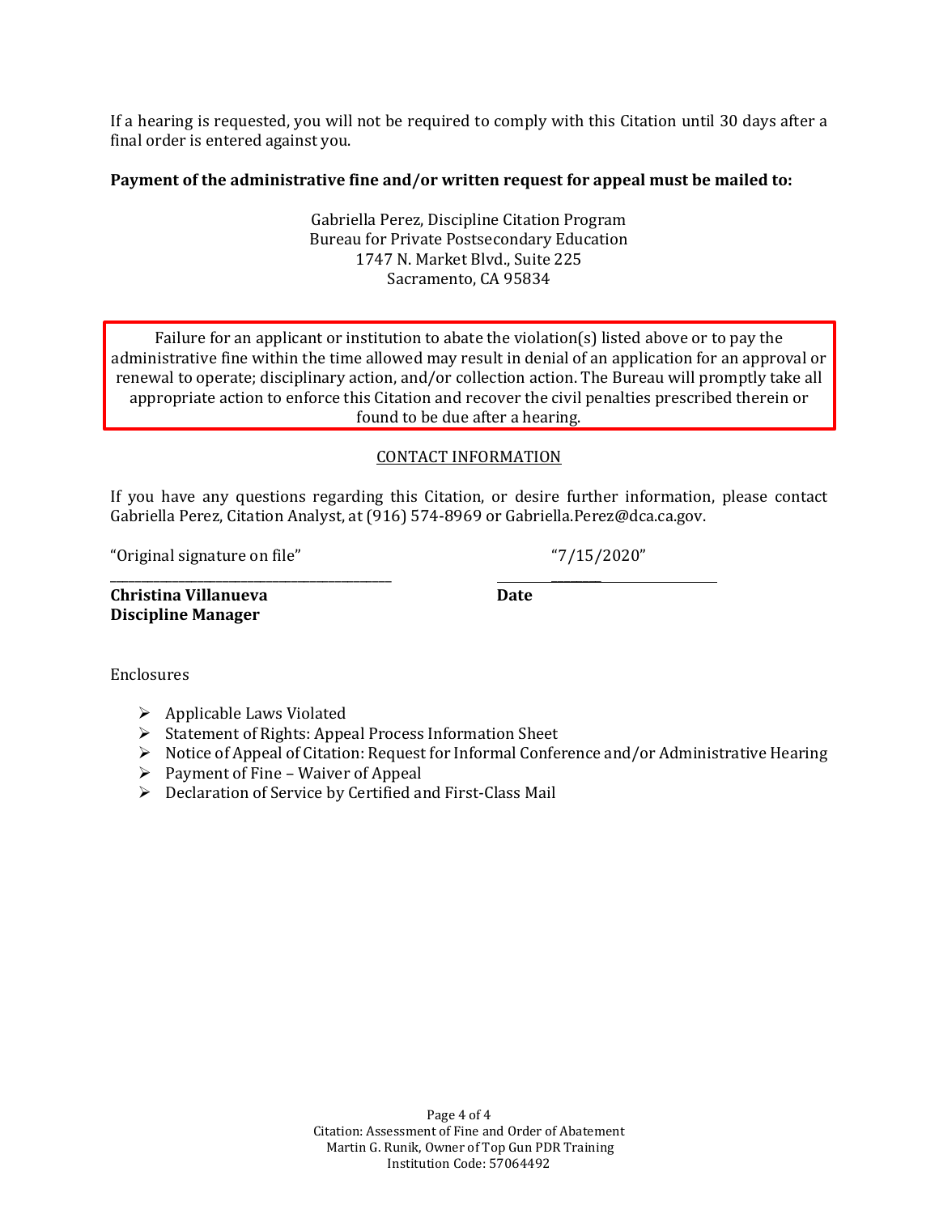If a hearing is requested, you will not be required to comply with this Citation until 30 days after a final order is entered against you.

**Payment of the administrative fine and/or written request for appeal must be mailed to:**

Gabriella Perez, Discipline Citation Program
Bureau for Private Postsecondary Education
1747 N. Market Blvd., Suite 225
Sacramento, CA 95834

Failure for an applicant or institution to abate the violation(s) listed above or to pay the administrative fine within the time allowed may result in denial of an application for an approval or renewal to operate; disciplinary action, and/or collection action. The Bureau will promptly take all appropriate action to enforce this Citation and recover the civil penalties prescribed therein or found to be due after a hearing.

CONTACT INFORMATION

If you have any questions regarding this Citation, or desire further information, please contact Gabriella Perez, Citation Analyst, at (916) 574-8969 or Gabriella.Perez@dca.ca.gov.

"Original signature on file" "7/15/2020"

**Christina Villanueva**
**Discipline Manager**

**Date**

Enclosures

- Applicable Laws Violated
- Statement of Rights: Appeal Process Information Sheet
- Notice of Appeal of Citation: Request for Informal Conference and/or Administrative Hearing
- Payment of Fine – Waiver of Appeal
- Declaration of Service by Certified and First-Class Mail